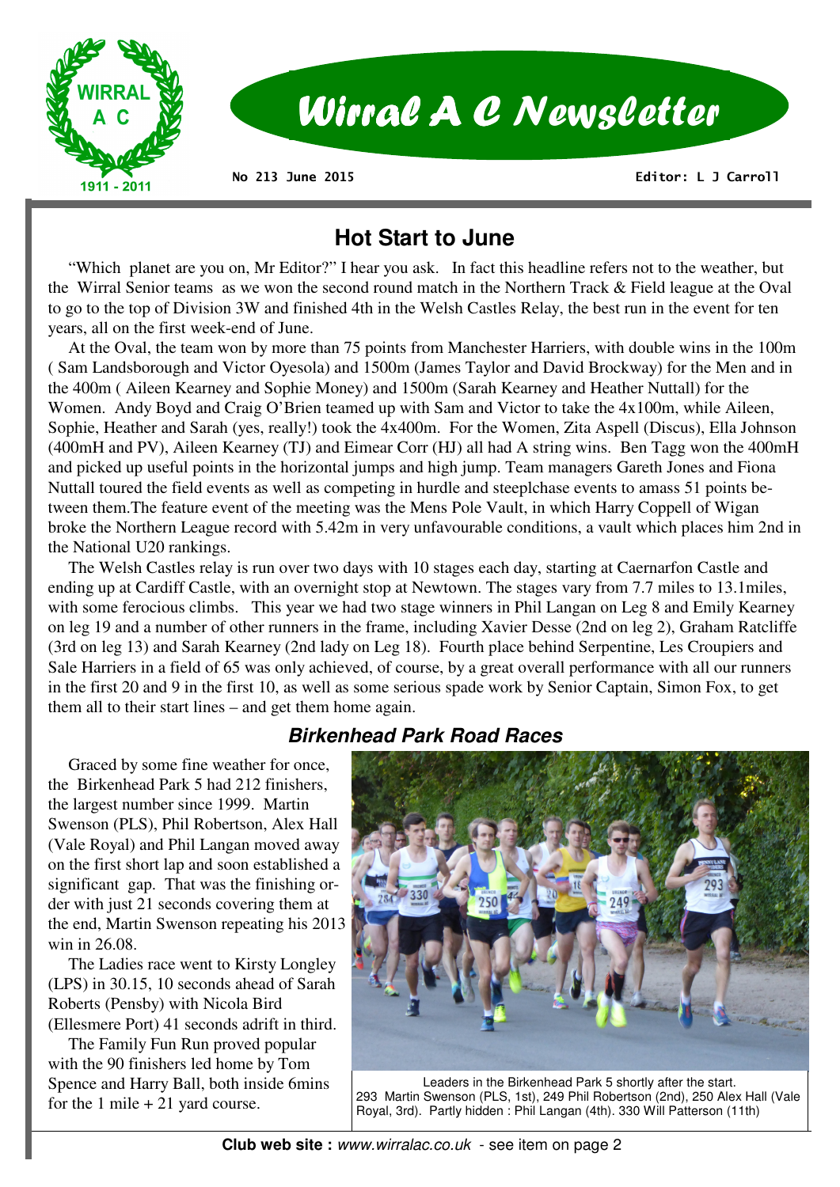# Wirral A C Newsletter

No 213 June 2015

Editor: L J Carroll

## Hot Start to June

"Which planet are you on, Mr Editor?" I hear you ask. In fact this headline refers not to the weather, but the Wirral Senior teams as we won the second round match in the Northern Track & Field league at the Oval to go to the top of Division 3W and finished 4th in the Welsh Castles Relay, the best run in the event for ten years, all on the first week-end of June.

At the Oval, the team won by more than 75 points from Manchester Harriers, with double wins in the 100m ( Sam Landsborough and Victor Oyesola) and 1500m (James Taylor and David Brockway) for the Men and in the 400m ( Aileen Kearney and Sophie Money) and 1500m (Sarah Kearney and Heather Nuttall) for the Women. Andy Boyd and Craig O'Brien teamed up with Sam and Victor to take the 4x100m, while Aileen, Sophie, Heather and Sarah (yes, really!) took the 4x400m. For the Women, Zita Aspell (Discus), Ella Johnson (400mH and PV), Aileen Kearney (TJ) and Eimear Corr (HJ) all had A string wins. Ben Tagg won the 400mH and picked up useful points in the horizontal jumps and high jump. Team managers Gareth Jones and Fiona Nuttall toured the field events as well as competing in hurdle and steeplchase events to amass 51 points between them.The feature event of the meeting was the Mens Pole Vault, in which Harry Coppell of Wigan broke the Northern League record with 5.42m in very unfavourable conditions, a vault which places him 2nd in the National U20 rankings.

The Welsh Castles relay is run over two days with 10 stages each day, starting at Caernarfon Castle and ending up at Cardiff Castle, with an overnight stop at Newtown. The stages vary from 7.7 miles to 13.1miles, with some ferocious climbs. This year we had two stage winners in Phil Langan on Leg 8 and Emily Kearney on leg 19 and a number of other runners in the frame, including Xavier Desse (2nd on leg 2), Graham Ratcliffe (3rd on leg 13) and Sarah Kearney (2nd lady on Leg 18). Fourth place behind Serpentine, Les Croupiers and Sale Harriers in a field of 65 was only achieved, of course, by a great overall performance with all our runners in the first 20 and 9 in the first 10, as well as some serious spade work by Senior Captain, Simon Fox, to get them all to their start lines – and get them home again.

### *Birkenhead Park Road Races*

Graced by some fine weather for once, the Birkenhead Park 5 had 212 finishers, the largest number since 1999. Martin Swenson (PLS), Phil Robertson, Alex Hall (Vale Royal) and Phil Langan moved away on the first short lap and soon established a significant gap. That was the finishing order with just 21 seconds covering them at the end, Martin Swenson repeating his 2013 win in 26.08.

The Ladies race went to Kirsty Longley (LPS) in 30.15, 10 seconds ahead of Sarah Roberts (Pensby) with Nicola Bird (Ellesmere Port) 41 seconds adrift in third.

The Family Fun Run proved popular with the 90 finishers led home by Tom Spence and Harry Ball, both inside 6mins for the 1 mile + 21 yard course.

Leaders in the Birkenhead Park 5 shortly after the start.
293 Martin Swenson (PLS, 1st), 249 Phil Robertson (2nd), 250 Alex Hall (Vale Royal, 3rd). Partly hidden : Phil Langan (4th). 330 Will Patterson (11th)

**Club web site :** *www.wirralac.co.uk* - see item on page 2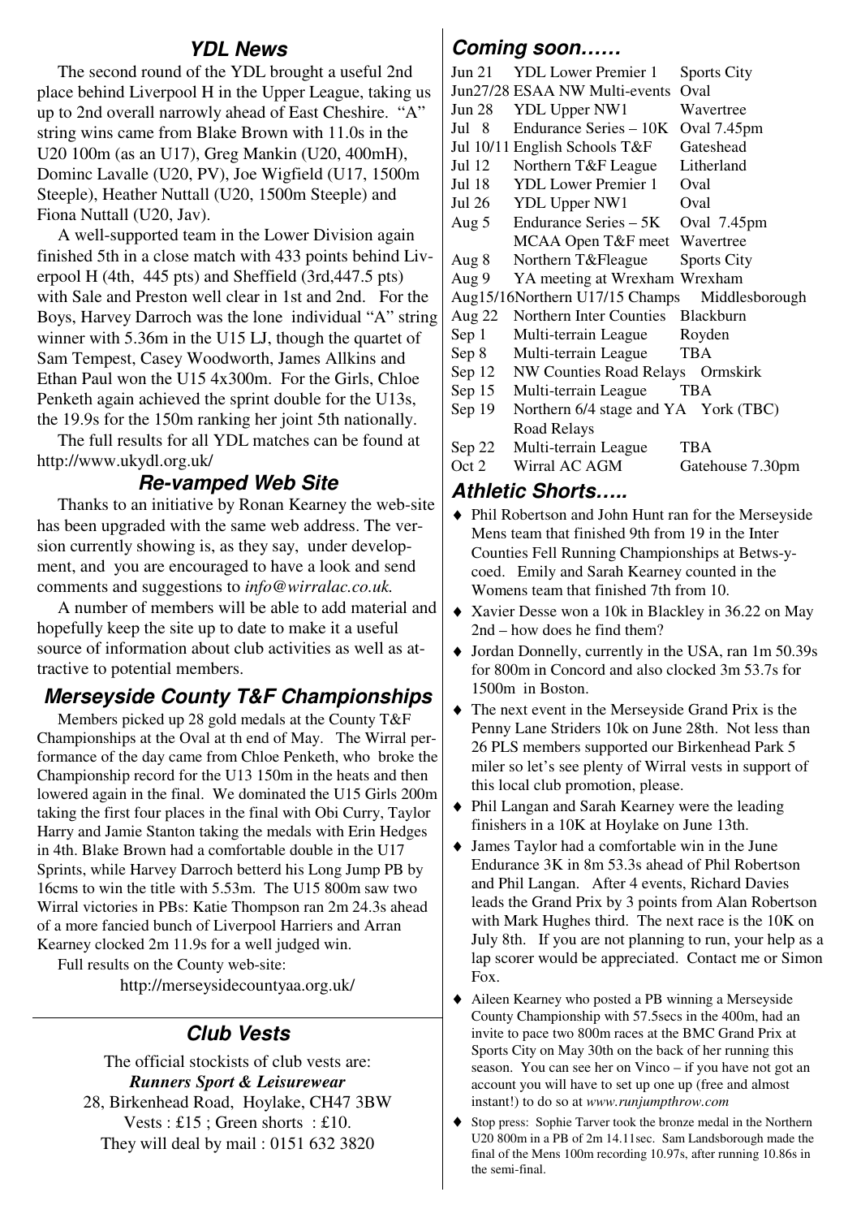## YDL News

The second round of the YDL brought a useful 2nd place behind Liverpool H in the Upper League, taking us up to 2nd overall narrowly ahead of East Cheshire. "A" string wins came from Blake Brown with 11.0s in the U20 100m (as an U17), Greg Mankin (U20, 400mH), Dominc Lavalle (U20, PV), Joe Wigfield (U17, 1500m Steeple), Heather Nuttall (U20, 1500m Steeple) and Fiona Nuttall (U20, Jav).

A well-supported team in the Lower Division again finished 5th in a close match with 433 points behind Liverpool H (4th, 445 pts) and Sheffield (3rd,447.5 pts) with Sale and Preston well clear in 1st and 2nd. For the Boys, Harvey Darroch was the lone individual "A" string winner with 5.36m in the U15 LJ, though the quartet of Sam Tempest, Casey Woodworth, James Allkins and Ethan Paul won the U15 4x300m. For the Girls, Chloe Penketh again achieved the sprint double for the U13s, the 19.9s for the 150m ranking her joint 5th nationally.

The full results for all YDL matches can be found at http://www.ukydl.org.uk/

## Re-vamped Web Site

Thanks to an initiative by Ronan Kearney the web-site has been upgraded with the same web address. The version currently showing is, as they say, under development, and you are encouraged to have a look and send comments and suggestions to *info@wirralac.co.uk.*

A number of members will be able to add material and hopefully keep the site up to date to make it a useful source of information about club activities as well as attractive to potential members.

## Merseyside County T&F Championships

Members picked up 28 gold medals at the County T&F Championships at the Oval at th end of May. The Wirral performance of the day came from Chloe Penketh, who broke the Championship record for the U13 150m in the heats and then lowered again in the final. We dominated the U15 Girls 200m taking the first four places in the final with Obi Curry, Taylor Harry and Jamie Stanton taking the medals with Erin Hedges in 4th. Blake Brown had a comfortable double in the U17 Sprints, while Harvey Darroch betterd his Long Jump PB by 16cms to win the title with 5.53m. The U15 800m saw two Wirral victories in PBs: Katie Thompson ran 2m 24.3s ahead of a more fancied bunch of Liverpool Harriers and Arran Kearney clocked 2m 11.9s for a well judged win.

Full results on the County web-site:

http://merseysidecountyaa.org.uk/

## Club Vests

The official stockists of club vests are:

***Runners Sport & Leisurewear***

28, Birkenhead Road, Hoylake, CH47 3BW

Vests : £15 ; Green shorts : £10.

They will deal by mail : 0151 632 3820

## Coming soon……

| | | |
|---|---|---|
| Jun 21 | YDL Lower Premier 1 | Sports City |
| Jun27/28 | ESAA NW Multi-events | Oval |
| Jun 28 | YDL Upper NW1 | Wavertree |
| Jul 8 | Endurance Series – 10K | Oval 7.45pm |
| Jul 10/11 | English Schools T&F | Gateshead |
| Jul 12 | Northern T&F League | Litherland |
| Jul 18 | YDL Lower Premier 1 | Oval |
| Jul 26 | YDL Upper NW1 | Oval |
| Aug 5 | Endurance Series – 5K | Oval 7.45pm |
| | MCAA Open T&F meet | Wavertree |
| Aug 8 | Northern T&Fleague | Sports City |
| Aug 9 | YA meeting at Wrexham | Wrexham |
| Aug15/16 | Northern U17/15 Champs | Middlesborough |
| Aug 22 | Northern Inter Counties | Blackburn |
| Sep 1 | Multi-terrain League | Royden |
| Sep 8 | Multi-terrain League | TBA |
| Sep 12 | NW Counties Road Relays | Ormskirk |
| Sep 15 | Multi-terrain League | TBA |
| Sep 19 | Northern 6/4 stage and YA Road Relays | York (TBC) |
| Sep 22 | Multi-terrain League | TBA |
| Oct 2 | Wirral AC AGM | Gatehouse 7.30pm |

## Athletic Shorts…..

- Phil Robertson and John Hunt ran for the Merseyside Mens team that finished 9th from 19 in the Inter Counties Fell Running Championships at Betws-y-coed. Emily and Sarah Kearney counted in the Womens team that finished 7th from 10.
- Xavier Desse won a 10k in Blackley in 36.22 on May 2nd – how does he find them?
- Jordan Donnelly, currently in the USA, ran 1m 50.39s for 800m in Concord and also clocked 3m 53.7s for 1500m in Boston.
- The next event in the Merseyside Grand Prix is the Penny Lane Striders 10k on June 28th. Not less than 26 PLS members supported our Birkenhead Park 5 miler so let's see plenty of Wirral vests in support of this local club promotion, please.
- Phil Langan and Sarah Kearney were the leading finishers in a 10K at Hoylake on June 13th.
- James Taylor had a comfortable win in the June Endurance 3K in 8m 53.3s ahead of Phil Robertson and Phil Langan. After 4 events, Richard Davies leads the Grand Prix by 3 points from Alan Robertson with Mark Hughes third. The next race is the 10K on July 8th. If you are not planning to run, your help as a lap scorer would be appreciated. Contact me or Simon Fox.
- Aileen Kearney who posted a PB winning a Merseyside County Championship with 57.5secs in the 400m, had an invite to pace two 800m races at the BMC Grand Prix at Sports City on May 30th on the back of her running this season. You can see her on Vinco – if you have not got an account you will have to set up one up (free and almost instant!) to do so at *www.runjumpthrow.com*
- Stop press: Sophie Tarver took the bronze medal in the Northern U20 800m in a PB of 2m 14.11sec. Sam Landsborough made the final of the Mens 100m recording 10.97s, after running 10.86s in the semi-final.